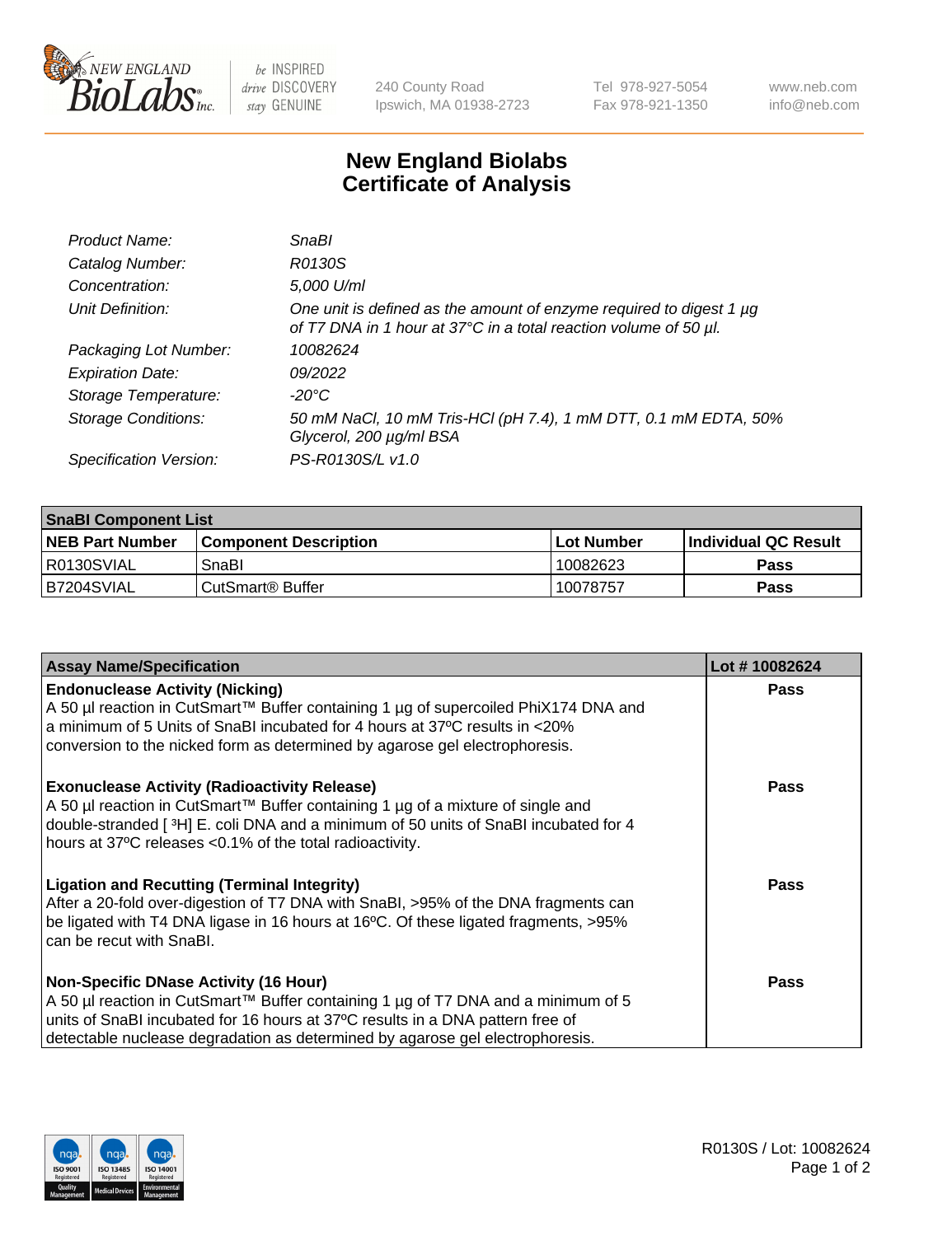# New England Biolabs Certificate of Analysis

| | |
|---|---|
| *Product Name:* | *SnaBI* |
| *Catalog Number:* | *R0130S* |
| *Concentration:* | *5,000 U/ml* |
| *Unit Definition:* | *One unit is defined as the amount of enzyme required to digest 1 µg of T7 DNA in 1 hour at 37°C in a total reaction volume of 50 µl.* |
| *Packaging Lot Number:* | *10082624* |
| *Expiration Date:* | *09/2022* |
| *Storage Temperature:* | *-20°C* |
| *Storage Conditions:* | *50 mM NaCl, 10 mM Tris-HCl (pH 7.4), 1 mM DTT, 0.1 mM EDTA, 50% Glycerol, 200 µg/ml BSA* |
| *Specification Version:* | *PS-R0130S/L v1.0* |

| SnaBI Component List | | | |
|---|---|---|---|
| **NEB Part Number** | **Component Description** | **Lot Number** | **Individual QC Result** |
| R0130SVIAL | SnaBI | 10082623 | **Pass** |
| B7204SVIAL | CutSmart® Buffer | 10078757 | **Pass** |

| Assay Name/Specification | Lot # 10082624 |
|---|---|
| **Endonuclease Activity (Nicking)**<br>A 50 µl reaction in CutSmart™ Buffer containing 1 µg of supercoiled PhiX174 DNA and a minimum of 5 Units of SnaBI incubated for 4 hours at 37ºC results in <20% conversion to the nicked form as determined by agarose gel electrophoresis. | **Pass** |
| **Exonuclease Activity (Radioactivity Release)**<br>A 50 µl reaction in CutSmart™ Buffer containing 1 µg of a mixture of single and double-stranded [ $^3$H] E. coli DNA and a minimum of 50 units of SnaBI incubated for 4 hours at 37ºC releases <0.1% of the total radioactivity. | **Pass** |
| **Ligation and Recutting (Terminal Integrity)**<br>After a 20-fold over-digestion of T7 DNA with SnaBI, >95% of the DNA fragments can be ligated with T4 DNA ligase in 16 hours at 16ºC. Of these ligated fragments, >95% can be recut with SnaBI. | **Pass** |
| **Non-Specific DNase Activity (16 Hour)**<br>A 50 µl reaction in CutSmart™ Buffer containing 1 µg of T7 DNA and a minimum of 5 units of SnaBI incubated for 16 hours at 37ºC results in a DNA pattern free of detectable nuclease degradation as determined by agarose gel electrophoresis. | **Pass** |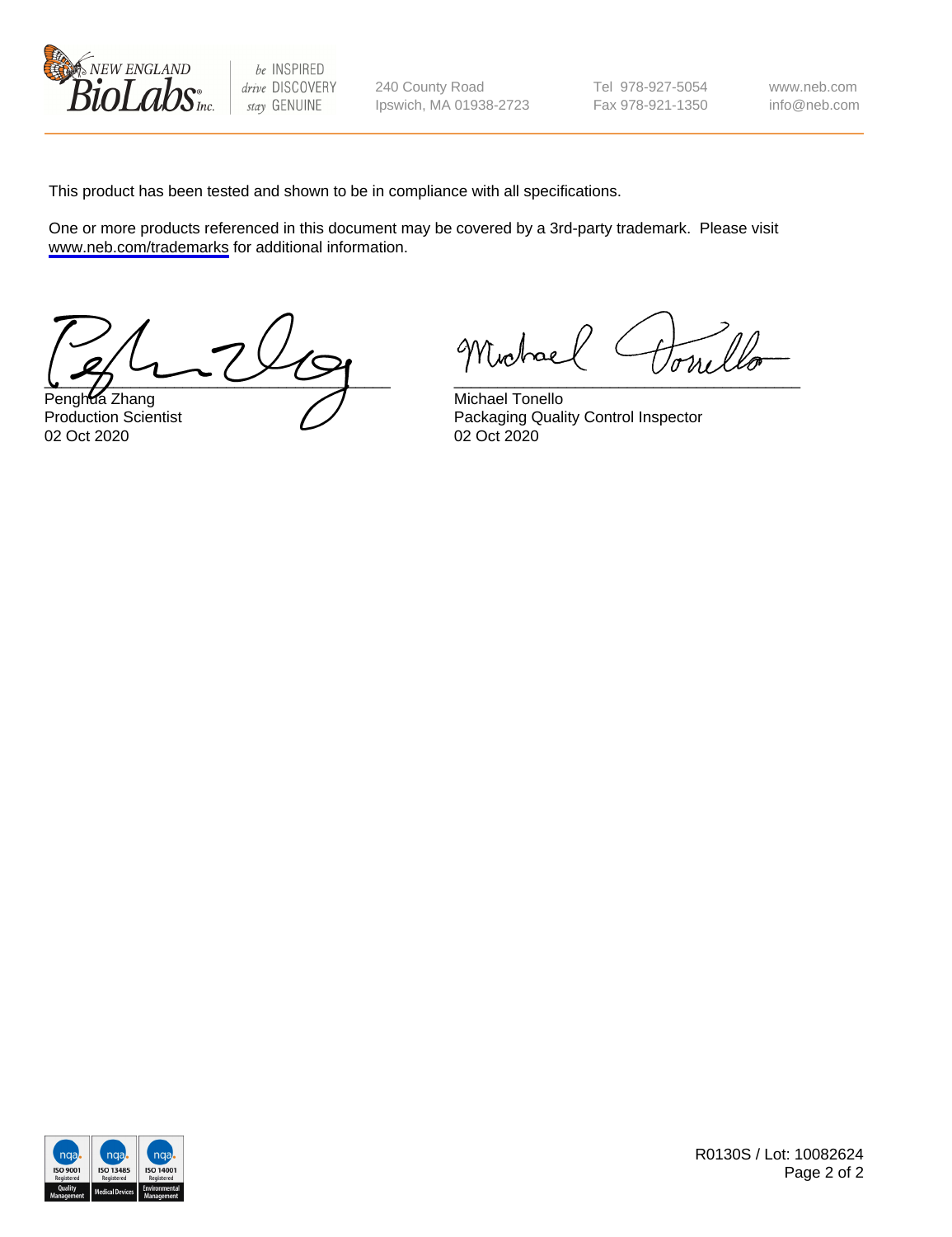NEW ENGLAND BioLabs Inc. — be INSPIRED drive DISCOVERY stay GENUINE

240 County Road
Ipswich, MA 01938-2723

Tel 978-927-5054
Fax 978-921-1350

www.neb.com
info@neb.com

This product has been tested and shown to be in compliance with all specifications.

One or more products referenced in this document may be covered by a 3rd-party trademark. Please visit www.neb.com/trademarks for additional information.

Penghua Zhang
Production Scientist
02 Oct 2020

Michael Tonello
Packaging Quality Control Inspector
02 Oct 2020

ISO 9001 Registered Quality Management | ISO 13485 Registered Medical Devices | ISO 14001 Registered Environmental Management

R0130S / Lot: 10082624